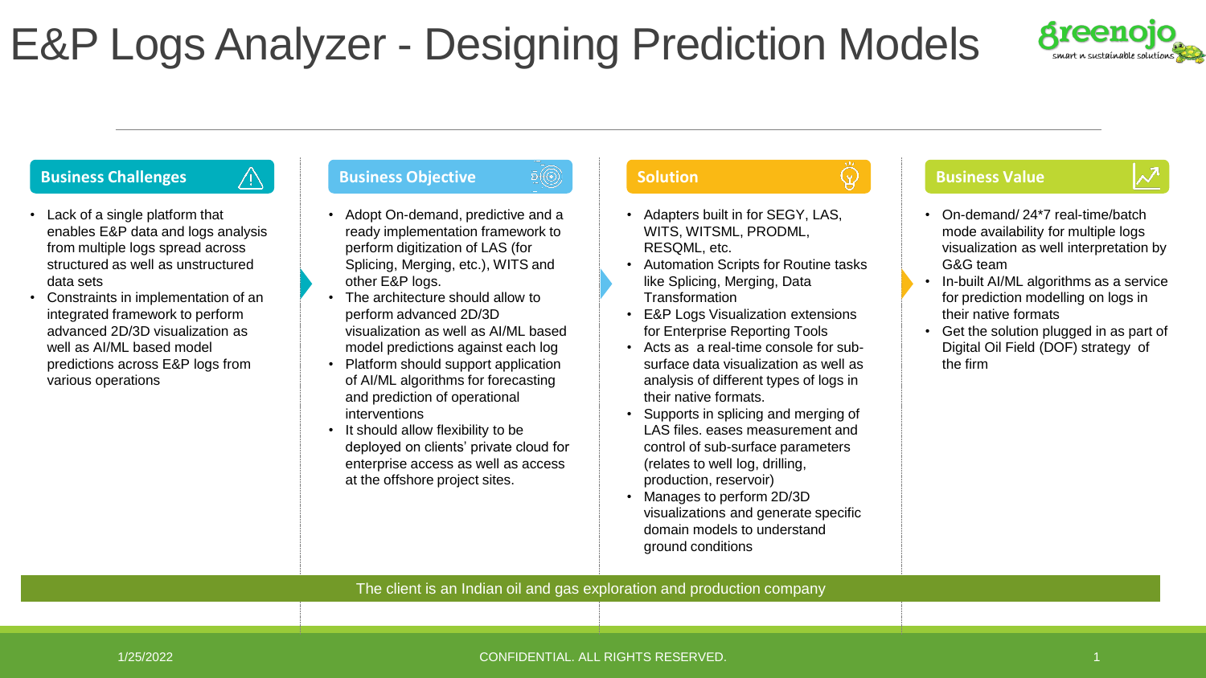# E&P Logs Analyzer - Designing Prediction Models

greenojo
smart n sustainable solutions

## Business Challenges

- Lack of a single platform that enables E&P data and logs analysis from multiple logs spread across structured as well as unstructured data sets
- Constraints in implementation of an integrated framework to perform advanced 2D/3D visualization as well as AI/ML based model predictions across E&P logs from various operations

## Business Objective

- Adopt On-demand, predictive and a ready implementation framework to perform digitization of LAS (for Splicing, Merging, etc.), WITS and other E&P logs.
- The architecture should allow to perform advanced 2D/3D visualization as well as AI/ML based model predictions against each log
- Platform should support application of AI/ML algorithms for forecasting and prediction of operational interventions
- It should allow flexibility to be deployed on clients' private cloud for enterprise access as well as access at the offshore project sites.

## Solution

- Adapters built in for SEGY, LAS, WITS, WITSML, PRODML, RESQML, etc.
- Automation Scripts for Routine tasks like Splicing, Merging, Data Transformation
- E&P Logs Visualization extensions for Enterprise Reporting Tools
- Acts as a real-time console for sub-surface data visualization as well as analysis of different types of logs in their native formats.
- Supports in splicing and merging of LAS files. eases measurement and control of sub-surface parameters (relates to well log, drilling, production, reservoir)
- Manages to perform 2D/3D visualizations and generate specific domain models to understand ground conditions

## Business Value

- On-demand/ 24*7 real-time/batch mode availability for multiple logs visualization as well interpretation by G&G team
- In-built AI/ML algorithms as a service for prediction modelling on logs in their native formats
- Get the solution plugged in as part of Digital Oil Field (DOF) strategy of the firm

The client is an Indian oil and gas exploration and production company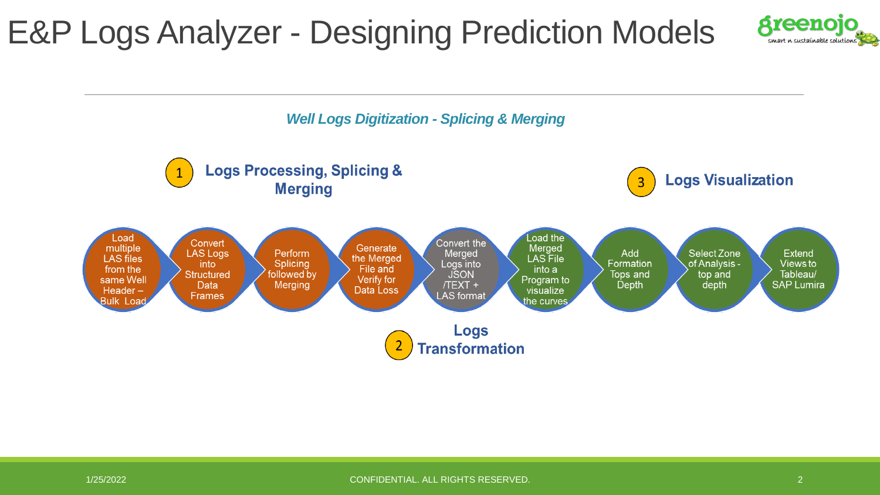# E&P Logs Analyzer - Designing Prediction Models

*Well Logs Digitization - Splicing & Merging*

**1 Logs Processing, Splicing & Merging**

**2 Logs Transformation**

**3 Logs Visualization**

- Load multiple LAS files from the same Well Header – Bulk Load
- Convert LAS Logs into Structured Data Frames
- Perform Splicing followed by Merging
- Generate the Merged File and Verify for Data Loss
- Convert the Merged Logs into JSON /TEXT + LAS format
- Load the Merged LAS File into a Program to visualize the curves
- Add Formation Tops and Depth
- Select Zone of Analysis - top and depth
- Extend Views to Tableau/ SAP Lumira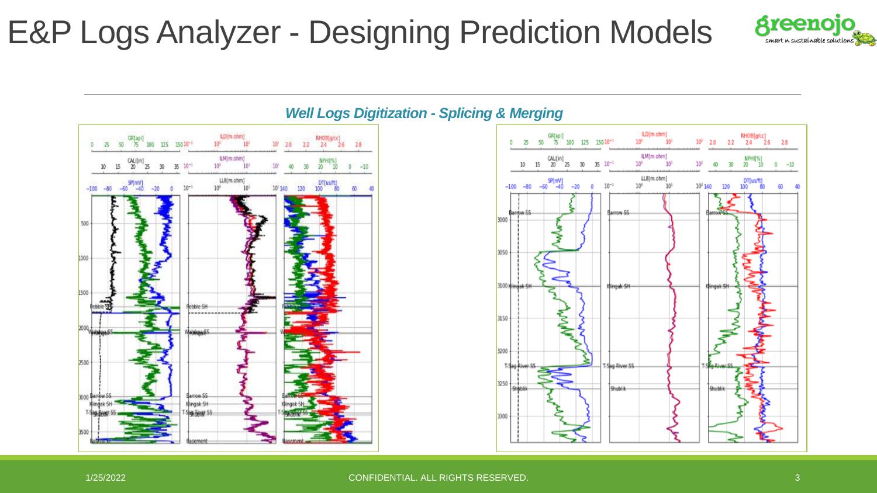# E&P Logs Analyzer - Designing Prediction Models

***Well Logs Digitization - Splicing & Merging***

GR[api]
0 25 50 75 100 125 150
CAL[in]
10 15 20 25 30 35
SP[mV]
-100 -80 -60 -40 -20 0
ILD[m.ohm]
ILM[m.ohm]
LL8[m.ohm]
RHOB[g/cc]
2.0 2.2 2.4 2.6 2.8
NPH[%]
40 30 20 10 0 -10
DT[us/ft]
140 120 100 80 60 40

500
1000
1500
2000
2500
3000
3500

Pebble SH
Walakpa SS
Barrow SS
Kingak SH
T-Sag River SS
Shublik
Basement

GR[api]
0 25 50 75 100 125 150
CAL[in]
10 15 20 25 30 35
SP[mV]
-100 -80 -60 -40 -20 0
ILD[m.ohm]
ILM[m.ohm]
LL8[m.ohm]
RHOB[g/cc]
2.0 2.2 2.4 2.6 2.8
NPH[%]
40 30 20 10 0 -10
DT[us/ft]
140 120 100 80 60 40

3000
3050
3100
3150
3200
3250
3300

Barrow SS
Kingak SH
T-Sag River SS
Shublik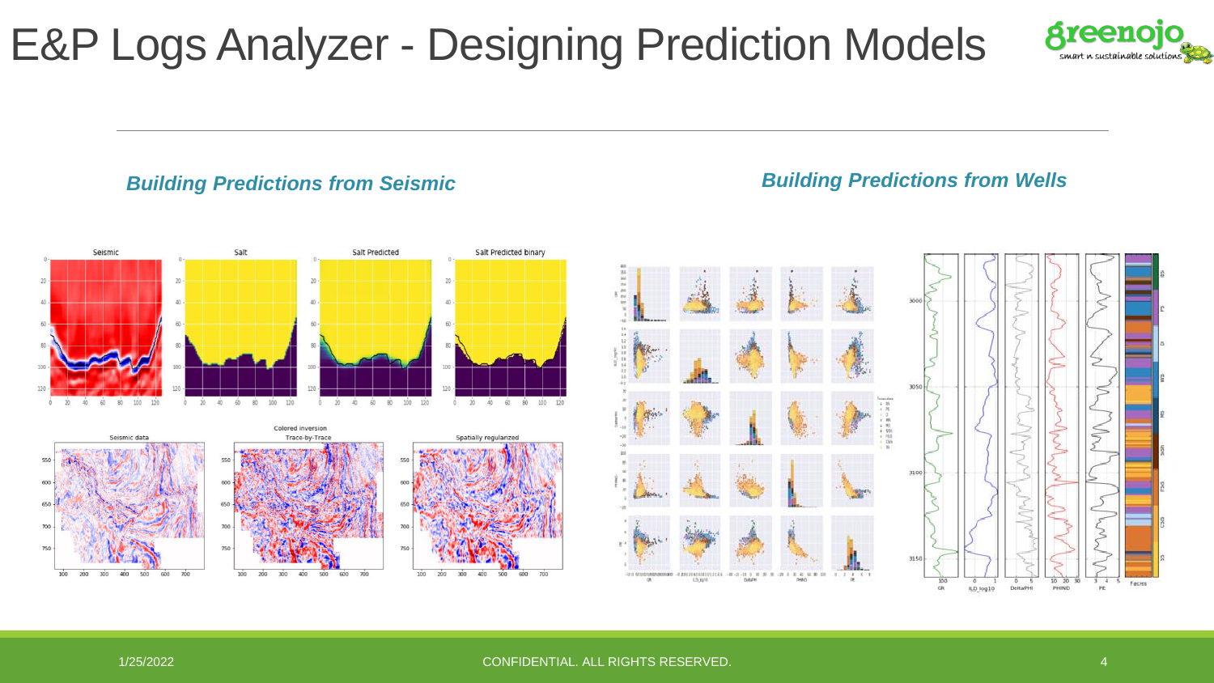# E&P Logs Analyzer - Designing Prediction Models

### *Building Predictions from Seismic*

Seismic

Salt

Salt Predicted

Salt Predicted binary

Seismic data

Colored inversion
Trace-by-Trace

Spatially regularized

### *Building Predictions from Wells*

GR

ILD_log10

DeltaPHI

PHIND

PE

Facies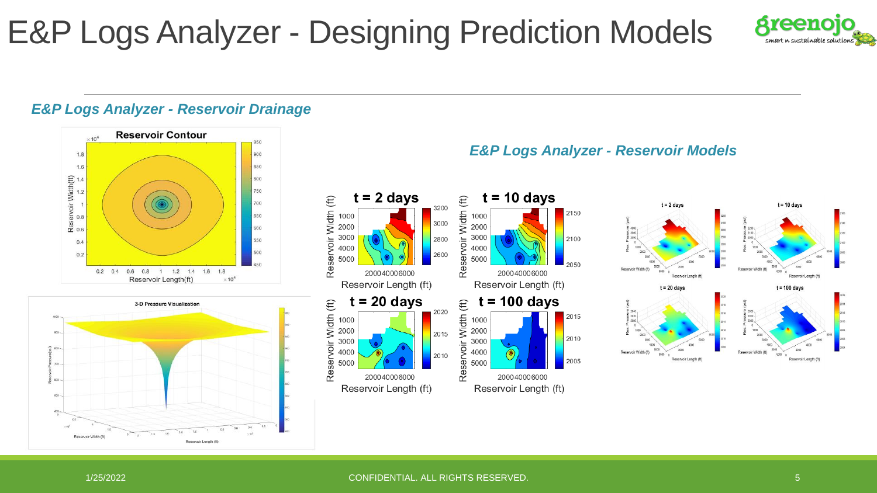# E&P Logs Analyzer - Designing Prediction Models

*E&P Logs Analyzer - Reservoir Drainage*

Reservoir Contour

$\times 10^4$

1.8
1.6
1.4
1.2
1
0.8
0.6
0.4
0.2

Reservoir Width(ft)

0.2 0.4 0.6 0.8 1 1.2 1.4 1.6 1.8

Reservoir Length(ft)

$\times 10^4$

950
900
850
800
750
700
650
600
550
500
450

3-D Pressure Visualization

Reservoir Width (ft)

Reservoir Length (ft)

Reservoir Pressure(psi)

*E&P Logs Analyzer - Reservoir Models*

t = 2 days

Reservoir Width (ft)

1000
2000
3000
4000
5000

200040006000

Reservoir Length (ft)

3200
3000
2800
2600

t = 10 days

Reservoir Width (ft)

1000
2000
3000
4000
5000

200040006000

Reservoir Length (ft)

2150
2100
2050

t = 20 days

Reservoir Width (ft)

1000
2000
3000
4000
5000

200040006000

Reservoir Length (ft)

2020
2015
2010

t = 100 days

Reservoir Width (ft)

1000
2000
3000
4000
5000

200040006000

Reservoir Length (ft)

2015
2010
2005

t = 2 days

t = 10 days

t = 20 days

t = 100 days

Res. Pressure (psi)

Reservoir Width (ft)

Reservoir Length (ft)